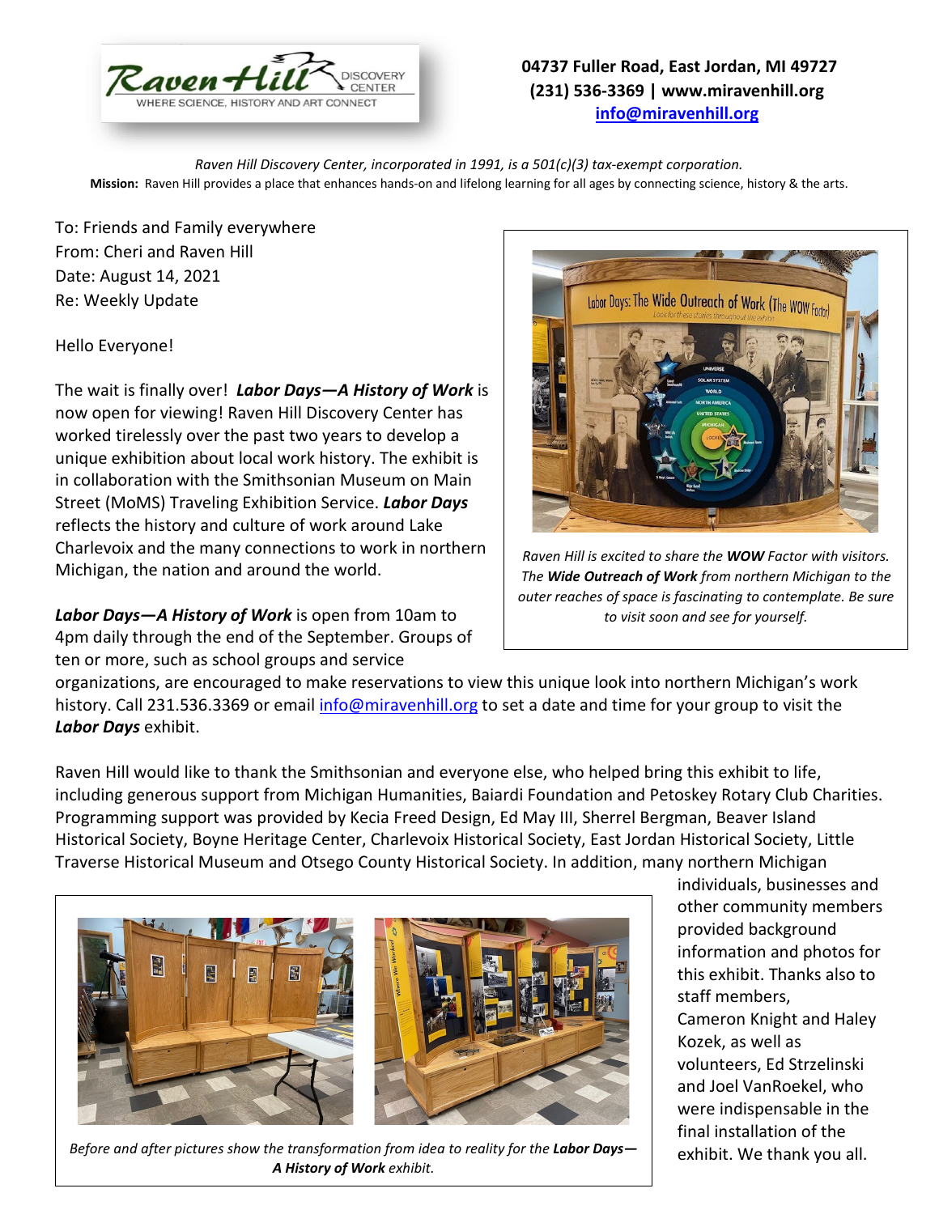Raven Hill DISCOVERY CENTER
WHERE SCIENCE, HISTORY AND ART CONNECT

**04737 Fuller Road, East Jordan, MI 49727**
**(231) 536-3369 | www.miravenhill.org**
**info@miravenhill.org**

*Raven Hill Discovery Center, incorporated in 1991, is a 501(c)(3) tax-exempt corporation.*
**Mission:** Raven Hill provides a place that enhances hands-on and lifelong learning for all ages by connecting science, history & the arts.

To: Friends and Family everywhere
From: Cheri and Raven Hill
Date: August 14, 2021
Re: Weekly Update

Hello Everyone!

The wait is finally over! ***Labor Days—A History of Work*** is now open for viewing! Raven Hill Discovery Center has worked tirelessly over the past two years to develop a unique exhibition about local work history. The exhibit is in collaboration with the Smithsonian Museum on Main Street (MoMS) Traveling Exhibition Service. ***Labor Days*** reflects the history and culture of work around Lake Charlevoix and the many connections to work in northern Michigan, the nation and around the world.

*Raven Hill is excited to share the **WOW** Factor with visitors. The **Wide Outreach of Work** from northern Michigan to the outer reaches of space is fascinating to contemplate. Be sure to visit soon and see for yourself.*

***Labor Days—A History of Work*** is open from 10am to 4pm daily through the end of the September. Groups of ten or more, such as school groups and service organizations, are encouraged to make reservations to view this unique look into northern Michigan's work history. Call 231.536.3369 or email info@miravenhill.org to set a date and time for your group to visit the ***Labor Days*** exhibit.

Raven Hill would like to thank the Smithsonian and everyone else, who helped bring this exhibit to life, including generous support from Michigan Humanities, Baiardi Foundation and Petoskey Rotary Club Charities. Programming support was provided by Kecia Freed Design, Ed May III, Sherrel Bergman, Beaver Island Historical Society, Boyne Heritage Center, Charlevoix Historical Society, East Jordan Historical Society, Little Traverse Historical Museum and Otsego County Historical Society. In addition, many northern Michigan individuals, businesses and other community members provided background information and photos for this exhibit. Thanks also to staff members, Cameron Knight and Haley Kozek, as well as volunteers, Ed Strzelinski and Joel VanRoekel, who were indispensable in the final installation of the exhibit. We thank you all.

*Before and after pictures show the transformation from idea to reality for the **Labor Days—A History of Work** exhibit.*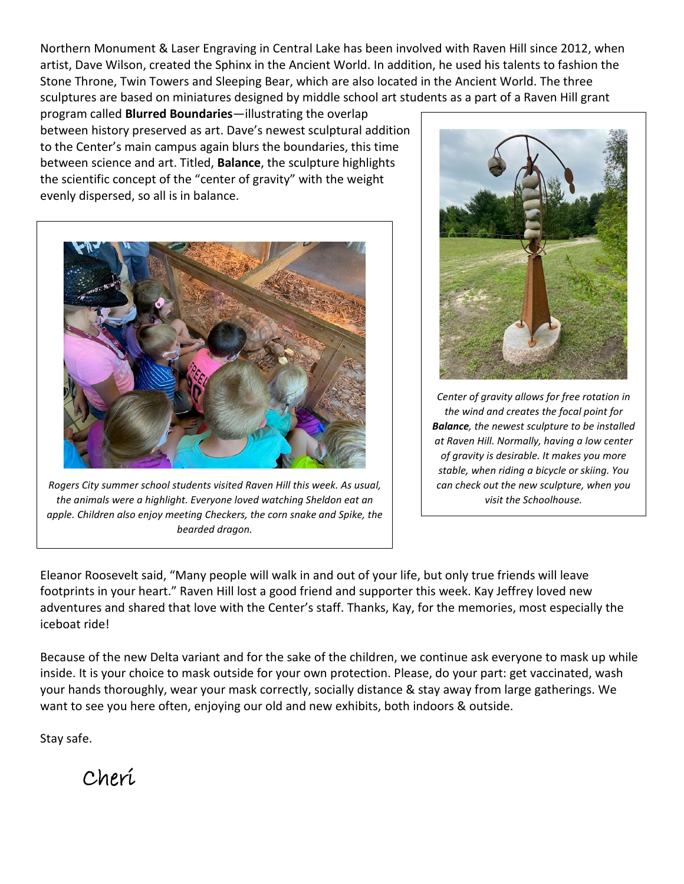Northern Monument & Laser Engraving in Central Lake has been involved with Raven Hill since 2012, when artist, Dave Wilson, created the Sphinx in the Ancient World. In addition, he used his talents to fashion the Stone Throne, Twin Towers and Sleeping Bear, which are also located in the Ancient World. The three sculptures are based on miniatures designed by middle school art students as a part of a Raven Hill grant program called **Blurred Boundaries**—illustrating the overlap between history preserved as art. Dave's newest sculptural addition to the Center's main campus again blurs the boundaries, this time between science and art. Titled, **Balance**, the sculpture highlights the scientific concept of the "center of gravity" with the weight evenly dispersed, so all is in balance.

*Rogers City summer school students visited Raven Hill this week. As usual, the animals were a highlight. Everyone loved watching Sheldon eat an apple. Children also enjoy meeting Checkers, the corn snake and Spike, the bearded dragon.*

*Center of gravity allows for free rotation in the wind and creates the focal point for **Balance**, the newest sculpture to be installed at Raven Hill. Normally, having a low center of gravity is desirable. It makes you more stable, when riding a bicycle or skiing. You can check out the new sculpture, when you visit the Schoolhouse.*

Eleanor Roosevelt said, "Many people will walk in and out of your life, but only true friends will leave footprints in your heart." Raven Hill lost a good friend and supporter this week. Kay Jeffrey loved new adventures and shared that love with the Center's staff. Thanks, Kay, for the memories, most especially the iceboat ride!

Because of the new Delta variant and for the sake of the children, we continue ask everyone to mask up while inside. It is your choice to mask outside for your own protection. Please, do your part: get vaccinated, wash your hands thoroughly, wear your mask correctly, socially distance & stay away from large gatherings. We want to see you here often, enjoying our old and new exhibits, both indoors & outside.

Stay safe.

Cheri